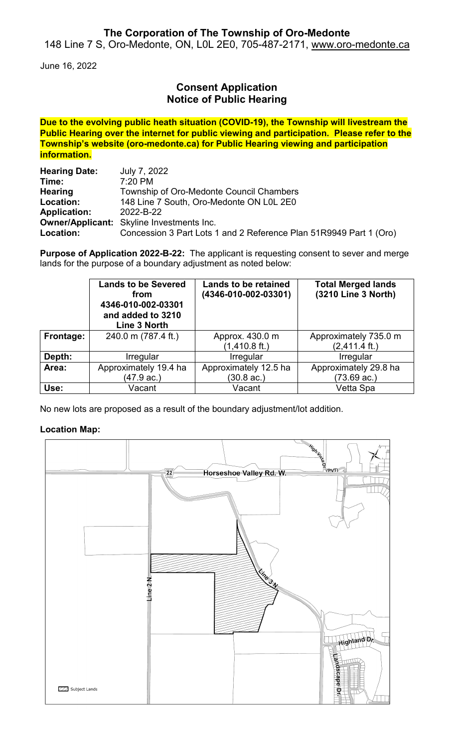**The Corporation of The Township of Oro-Medonte**
148 Line 7 S, Oro-Medonte, ON, L0L 2E0, 705-487-2171, www.oro-medonte.ca

June 16, 2022

## Consent Application
## Notice of Public Hearing

**Due to the evolving public heath situation (COVID-19), the Township will livestream the Public Hearing over the internet for public viewing and participation. Please refer to the Township's website (oro-medonte.ca) for Public Hearing viewing and participation information.**

| | |
|---|---|
| **Hearing Date:** | July 7, 2022 |
| **Time:** | 7:20 PM |
| **Hearing Location:** | Township of Oro-Medonte Council Chambers 148 Line 7 South, Oro-Medonte ON L0L 2E0 |
| **Application:** | 2022-B-22 |
| **Owner/Applicant:** | Skyline Investments Inc. |
| **Location:** | Concession 3 Part Lots 1 and 2 Reference Plan 51R9949 Part 1 (Oro) |

**Purpose of Application 2022-B-22:** The applicant is requesting consent to sever and merge lands for the purpose of a boundary adjustment as noted below:

| | Lands to be Severed from 4346-010-002-03301 and added to 3210 Line 3 North | Lands to be retained (4346-010-002-03301) | Total Merged lands (3210 Line 3 North) |
|---|---|---|---|
| **Frontage:** | 240.0 m (787.4 ft.) | Approx. 430.0 m (1,410.8 ft.) | Approximately 735.0 m (2,411.4 ft.) |
| **Depth:** | Irregular | Irregular | Irregular |
| **Area:** | Approximately 19.4 ha (47.9 ac.) | Approximately 12.5 ha (30.8 ac.) | Approximately 29.8 ha (73.69 ac.) |
| **Use:** | Vacant | Vacant | Vetta Spa |

No new lots are proposed as a result of the boundary adjustment/lot addition.

**Location Map:**

22 Horseshoe Valley Rd. W.
High Vista Dr. (PVT)
Line 2 N.
Line 3 N.
Highland Dr.
Landscape Dr.
Subject Lands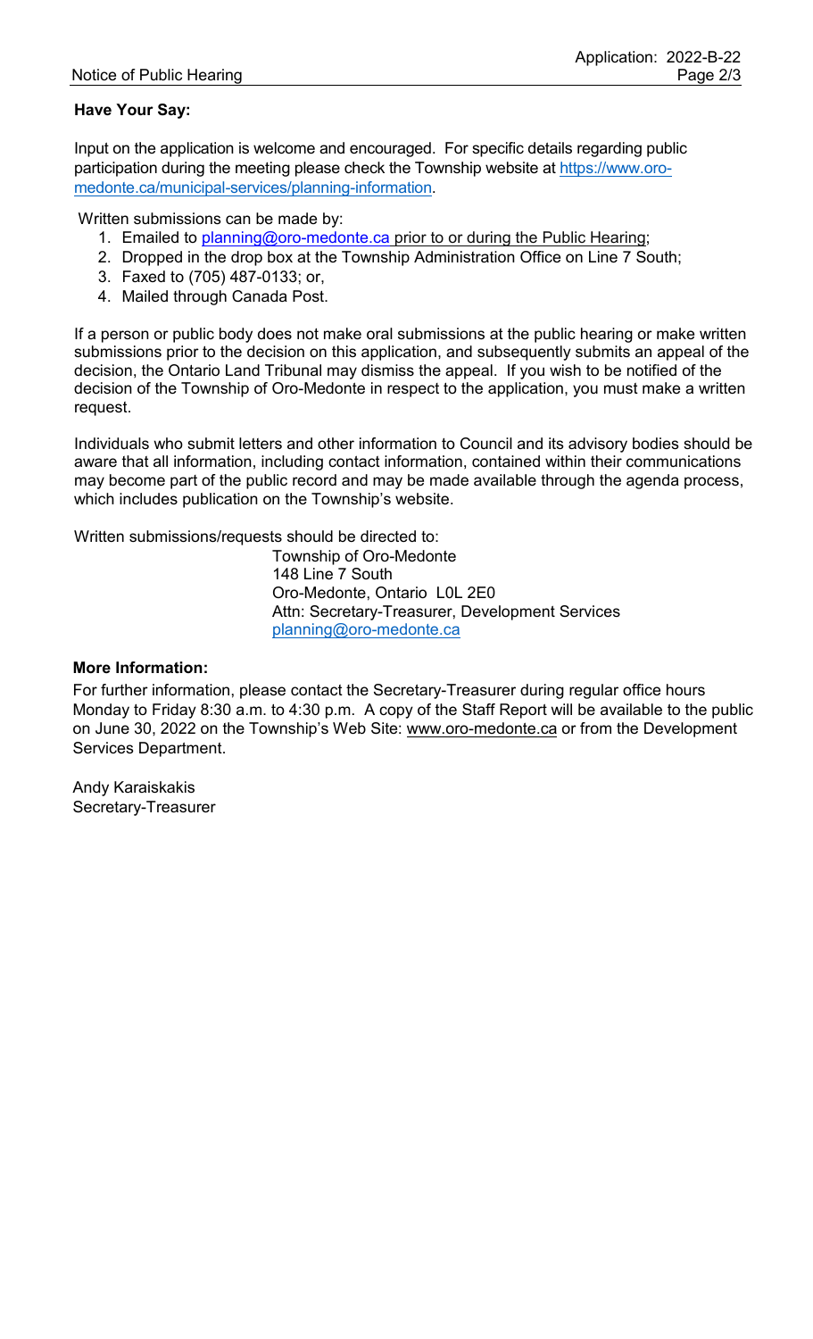**Have Your Say:**

Input on the application is welcome and encouraged. For specific details regarding public participation during the meeting please check the Township website at https://www.oro-medonte.ca/municipal-services/planning-information.

Written submissions can be made by:

1. Emailed to planning@oro-medonte.ca prior to or during the Public Hearing;
2. Dropped in the drop box at the Township Administration Office on Line 7 South;
3. Faxed to (705) 487-0133; or,
4. Mailed through Canada Post.

If a person or public body does not make oral submissions at the public hearing or make written submissions prior to the decision on this application, and subsequently submits an appeal of the decision, the Ontario Land Tribunal may dismiss the appeal. If you wish to be notified of the decision of the Township of Oro-Medonte in respect to the application, you must make a written request.

Individuals who submit letters and other information to Council and its advisory bodies should be aware that all information, including contact information, contained within their communications may become part of the public record and may be made available through the agenda process, which includes publication on the Township's website.

Written submissions/requests should be directed to:

Township of Oro-Medonte
148 Line 7 South
Oro-Medonte, Ontario L0L 2E0
Attn: Secretary-Treasurer, Development Services
planning@oro-medonte.ca

**More Information:**

For further information, please contact the Secretary-Treasurer during regular office hours Monday to Friday 8:30 a.m. to 4:30 p.m. A copy of the Staff Report will be available to the public on June 30, 2022 on the Township's Web Site: www.oro-medonte.ca or from the Development Services Department.

Andy Karaiskakis
Secretary-Treasurer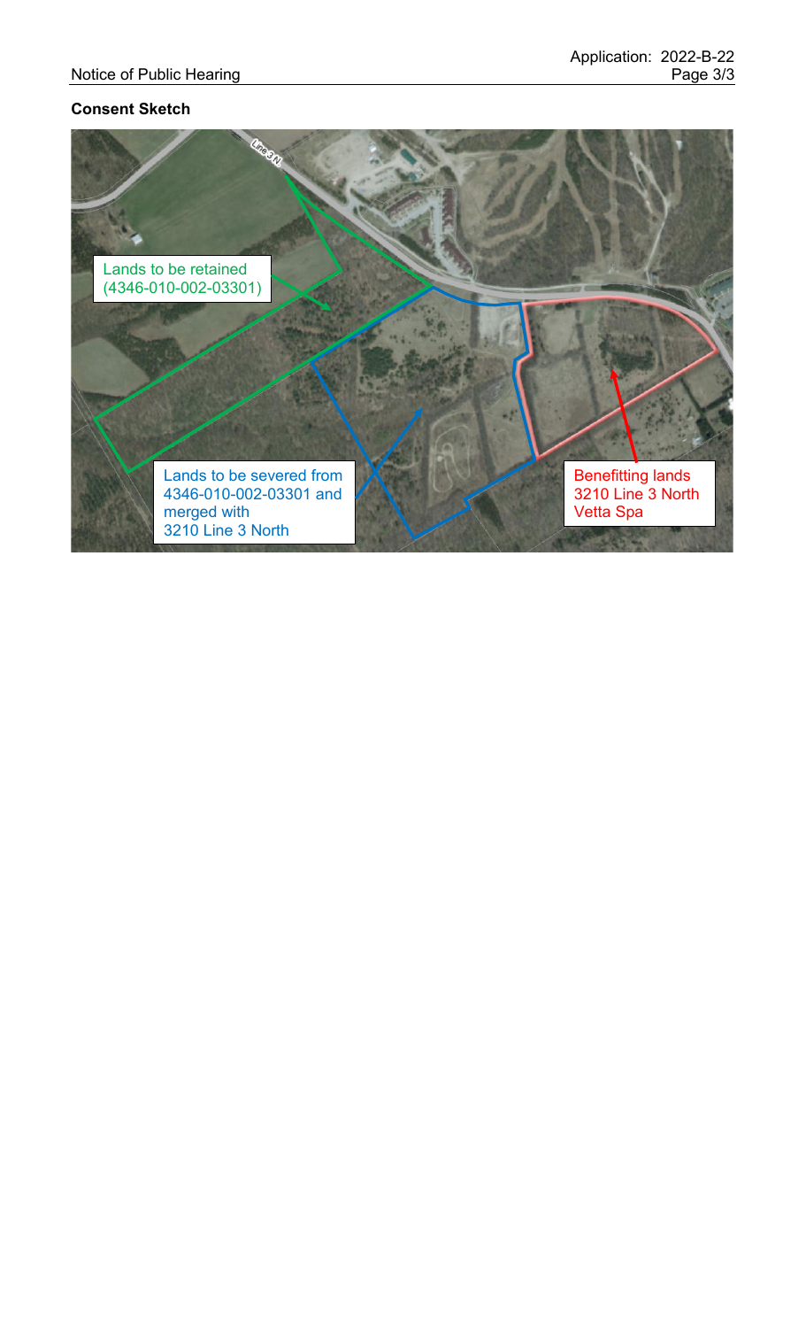**Consent Sketch**

Line 3 N.

Lands to be retained
(4346-010-002-03301)

Lands to be severed from
4346-010-002-03301 and
merged with
3210 Line 3 North

Benefitting lands
3210 Line 3 North
Vetta Spa